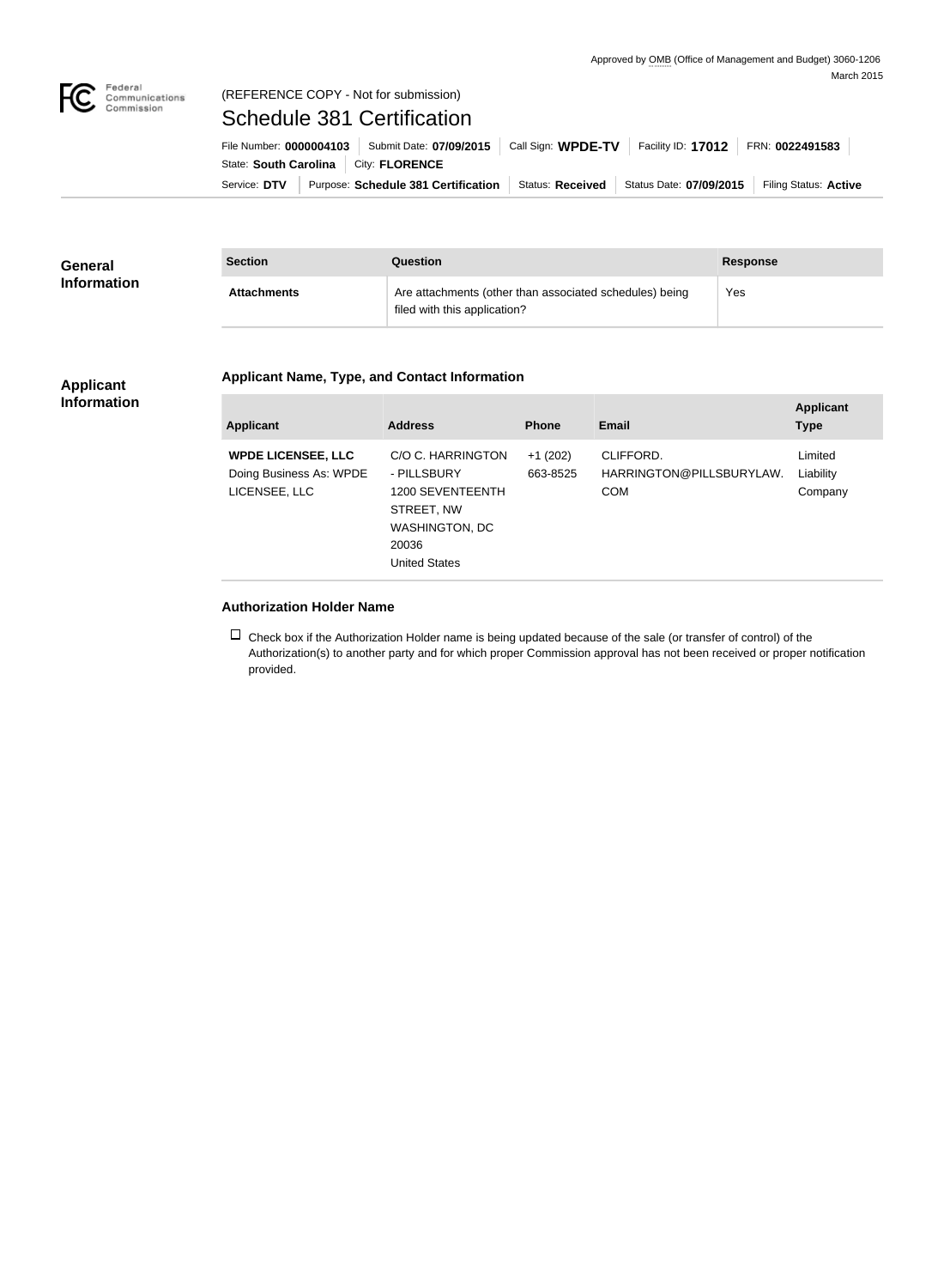Approved by OMB (Office of Management and Budget) 3060-1206
March 2015

(REFERENCE COPY - Not for submission)

# Schedule 381 Certification

File Number: **0000004103** | Submit Date: **07/09/2015** | Call Sign: **WPDE-TV** | Facility ID: **17012** | FRN: **0022491583**
State: **South Carolina** | City: **FLORENCE**
Service: **DTV** | Purpose: **Schedule 381 Certification** | Status: **Received** | Status Date: **07/09/2015** | Filing Status: **Active**

## General Information

| Section | Question | Response |
|---|---|---|
| **Attachments** | Are attachments (other than associated schedules) being filed with this application? | Yes |

## Applicant Information

### Applicant Name, Type, and Contact Information

| Applicant | Address | Phone | Email | Applicant Type |
|---|---|---|---|---|
| **WPDE LICENSEE, LLC** Doing Business As: WPDE LICENSEE, LLC | C/O C. HARRINGTON - PILLSBURY 1200 SEVENTEENTH STREET, NW WASHINGTON, DC 20036 United States | +1 (202) 663-8525 | CLIFFORD.HARRINGTON@PILLSBURYLAW.COM | Limited Liability Company |

### Authorization Holder Name

☐ Check box if the Authorization Holder name is being updated because of the sale (or transfer of control) of the Authorization(s) to another party and for which proper Commission approval has not been received or proper notification provided.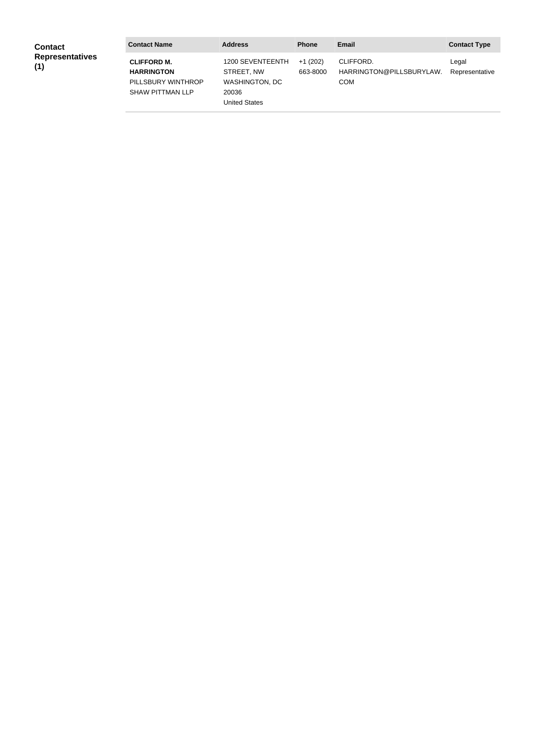**Contact Representatives (1)**

| Contact Name | Address | Phone | Email | Contact Type |
|---|---|---|---|---|
| **CLIFFORD M. HARRINGTON** PILLSBURY WINTHROP SHAW PITTMAN LLP | 1200 SEVENTEENTH STREET, NW WASHINGTON, DC 20036 United States | +1 (202) 663-8000 | CLIFFORD. HARRINGTON@PILLSBURYLAW. COM | Legal Representative |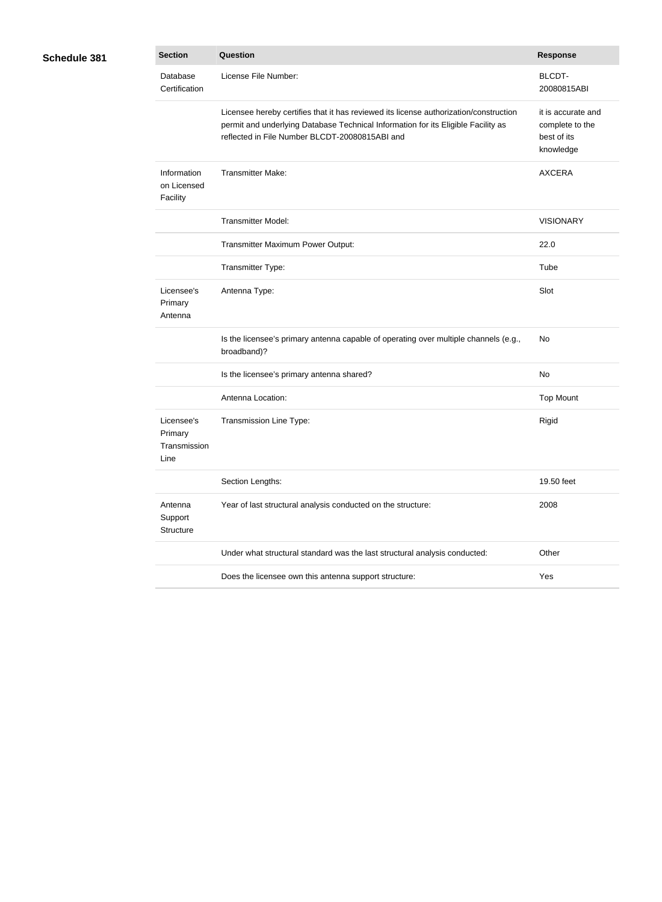**Schedule 381**

| Section | Question | Response |
| --- | --- | --- |
| Database Certification | License File Number: | BLCDT-20080815ABI |
| | Licensee hereby certifies that it has reviewed its license authorization/construction permit and underlying Database Technical Information for its Eligible Facility as reflected in File Number BLCDT-20080815ABI and | it is accurate and complete to the best of its knowledge |
| Information on Licensed Facility | Transmitter Make: | AXCERA |
| | Transmitter Model: | VISIONARY |
| | Transmitter Maximum Power Output: | 22.0 |
| | Transmitter Type: | Tube |
| Licensee's Primary Antenna | Antenna Type: | Slot |
| | Is the licensee's primary antenna capable of operating over multiple channels (e.g., broadband)? | No |
| | Is the licensee's primary antenna shared? | No |
| | Antenna Location: | Top Mount |
| Licensee's Primary Transmission Line | Transmission Line Type: | Rigid |
| | Section Lengths: | 19.50 feet |
| Antenna Support Structure | Year of last structural analysis conducted on the structure: | 2008 |
| | Under what structural standard was the last structural analysis conducted: | Other |
| | Does the licensee own this antenna support structure: | Yes |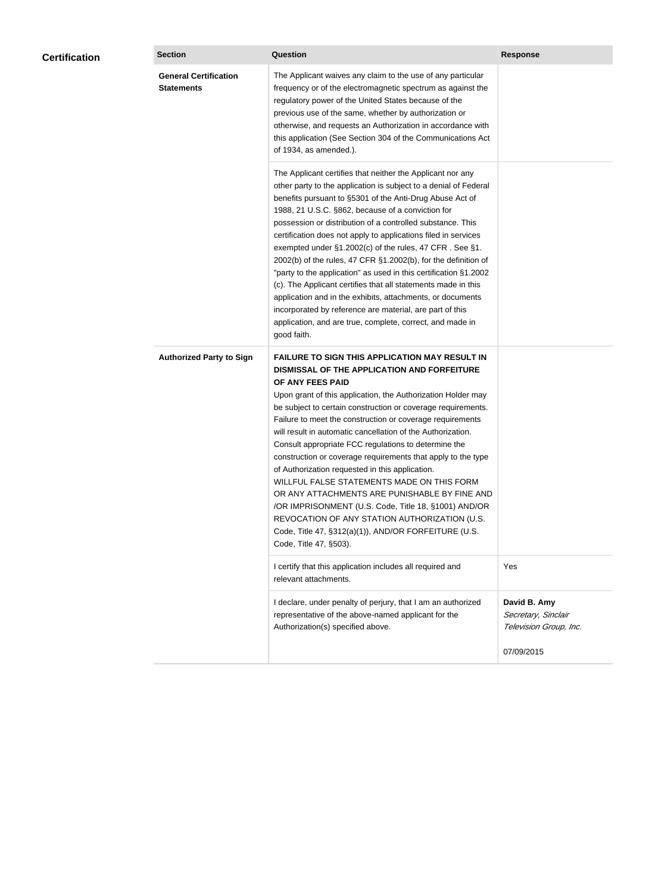## Certification

| Section | Question | Response |
|---|---|---|
| **General Certification Statements** | The Applicant waives any claim to the use of any particular frequency or of the electromagnetic spectrum as against the regulatory power of the United States because of the previous use of the same, whether by authorization or otherwise, and requests an Authorization in accordance with this application (See Section 304 of the Communications Act of 1934, as amended.). | |
| | The Applicant certifies that neither the Applicant nor any other party to the application is subject to a denial of Federal benefits pursuant to §5301 of the Anti-Drug Abuse Act of 1988, 21 U.S.C. §862, because of a conviction for possession or distribution of a controlled substance. This certification does not apply to applications filed in services exempted under §1.2002(c) of the rules, 47 CFR . See §1.2002(b) of the rules, 47 CFR §1.2002(b), for the definition of "party to the application" as used in this certification §1.2002(c). The Applicant certifies that all statements made in this application and in the exhibits, attachments, or documents incorporated by reference are material, are part of this application, and are true, complete, correct, and made in good faith. | |
| **Authorized Party to Sign** | **FAILURE TO SIGN THIS APPLICATION MAY RESULT IN DISMISSAL OF THE APPLICATION AND FORFEITURE OF ANY FEES PAID**<br>Upon grant of this application, the Authorization Holder may be subject to certain construction or coverage requirements. Failure to meet the construction or coverage requirements will result in automatic cancellation of the Authorization. Consult appropriate FCC regulations to determine the construction or coverage requirements that apply to the type of Authorization requested in this application.<br>WILLFUL FALSE STATEMENTS MADE ON THIS FORM OR ANY ATTACHMENTS ARE PUNISHABLE BY FINE AND /OR IMPRISONMENT (U.S. Code, Title 18, §1001) AND/OR REVOCATION OF ANY STATION AUTHORIZATION (U.S. Code, Title 47, §312(a)(1)), AND/OR FORFEITURE (U.S. Code, Title 47, §503). | |
| | I certify that this application includes all required and relevant attachments. | Yes |
| | I declare, under penalty of perjury, that I am an authorized representative of the above-named applicant for the Authorization(s) specified above. | **David B. Amy**<br>*Secretary, Sinclair Television Group, Inc.*<br><br>07/09/2015 |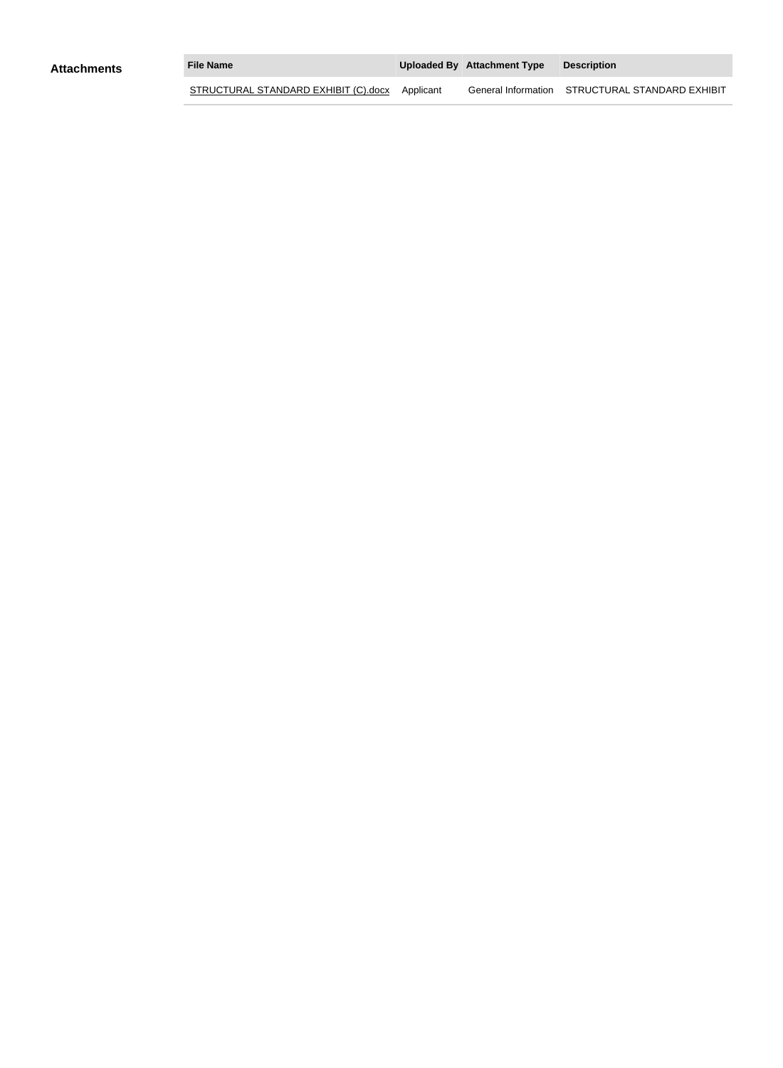**Attachments**

| File Name | Uploaded By | Attachment Type | Description |
|---|---|---|---|
| STRUCTURAL STANDARD EXHIBIT (C).docx | Applicant | General Information | STRUCTURAL STANDARD EXHIBIT |